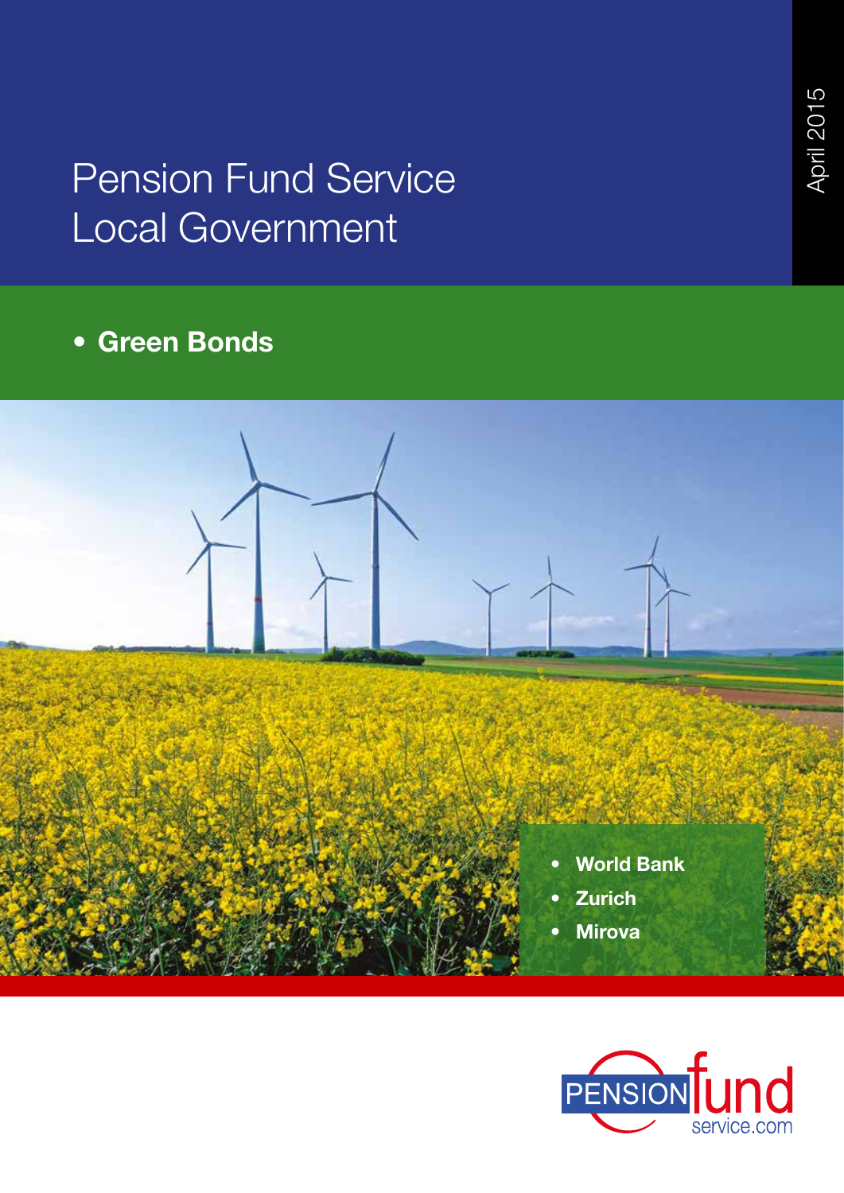# Pension Fund Service Local Government

April 2015

- **Green Bonds**

- **World Bank**
- **Zurich**
- **Mirova**

PENSION fund service.com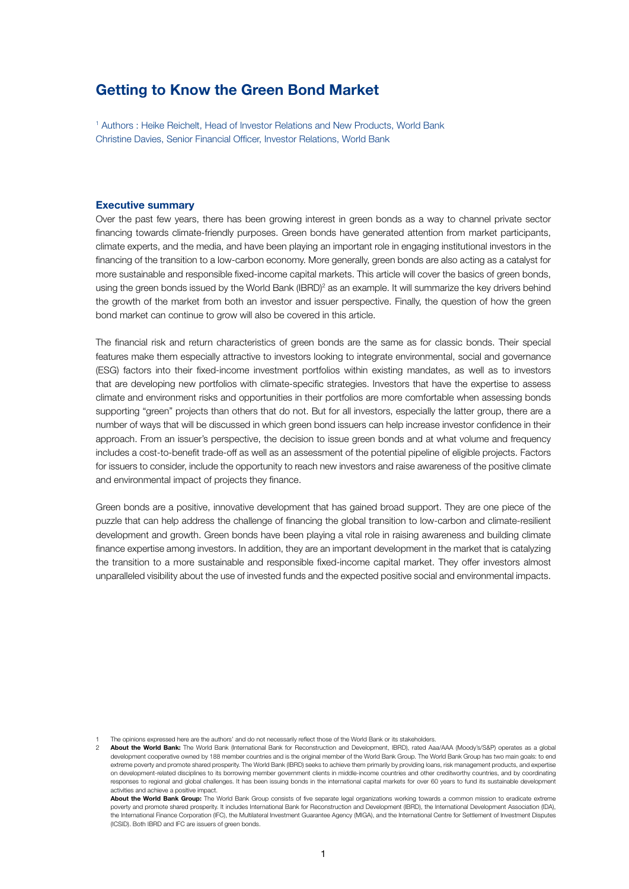# Getting to Know the Green Bond Market

[1] Authors : Heike Reichelt, Head of Investor Relations and New Products, World Bank
Christine Davies, Senior Financial Officer, Investor Relations, World Bank

## Executive summary

Over the past few years, there has been growing interest in green bonds as a way to channel private sector financing towards climate-friendly purposes. Green bonds have generated attention from market participants, climate experts, and the media, and have been playing an important role in engaging institutional investors in the financing of the transition to a low-carbon economy. More generally, green bonds are also acting as a catalyst for more sustainable and responsible fixed-income capital markets. This article will cover the basics of green bonds, using the green bonds issued by the World Bank (IBRD)[2] as an example. It will summarize the key drivers behind the growth of the market from both an investor and issuer perspective. Finally, the question of how the green bond market can continue to grow will also be covered in this article.

The financial risk and return characteristics of green bonds are the same as for classic bonds. Their special features make them especially attractive to investors looking to integrate environmental, social and governance (ESG) factors into their fixed-income investment portfolios within existing mandates, as well as to investors that are developing new portfolios with climate-specific strategies. Investors that have the expertise to assess climate and environment risks and opportunities in their portfolios are more comfortable when assessing bonds supporting "green" projects than others that do not. But for all investors, especially the latter group, there are a number of ways that will be discussed in which green bond issuers can help increase investor confidence in their approach. From an issuer's perspective, the decision to issue green bonds and at what volume and frequency includes a cost-to-benefit trade-off as well as an assessment of the potential pipeline of eligible projects. Factors for issuers to consider, include the opportunity to reach new investors and raise awareness of the positive climate and environmental impact of projects they finance.

Green bonds are a positive, innovative development that has gained broad support. They are one piece of the puzzle that can help address the challenge of financing the global transition to low-carbon and climate-resilient development and growth. Green bonds have been playing a vital role in raising awareness and building climate finance expertise among investors. In addition, they are an important development in the market that is catalyzing the transition to a more sustainable and responsible fixed-income capital market. They offer investors almost unparalleled visibility about the use of invested funds and the expected positive social and environmental impacts.

---

1 The opinions expressed here are the authors' and do not necessarily reflect those of the World Bank or its stakeholders.

2 **About the World Bank:** The World Bank (International Bank for Reconstruction and Development, IBRD), rated Aaa/AAA (Moody's/S&P) operates as a global development cooperative owned by 188 member countries and is the original member of the World Bank Group. The World Bank Group has two main goals: to end extreme poverty and promote shared prosperity. The World Bank (IBRD) seeks to achieve them primarily by providing loans, risk management products, and expertise on development-related disciplines to its borrowing member government clients in middle-income countries and other creditworthy countries, and by coordinating responses to regional and global challenges. It has been issuing bonds in the international capital markets for over 60 years to fund its sustainable development activities and achieve a positive impact.

**About the World Bank Group:** The World Bank Group consists of five separate legal organizations working towards a common mission to eradicate extreme poverty and promote shared prosperity. It includes International Bank for Reconstruction and Development (IBRD), the International Development Association (IDA), the International Finance Corporation (IFC), the Multilateral Investment Guarantee Agency (MIGA), and the International Centre for Settlement of Investment Disputes (ICSID). Both IBRD and IFC are issuers of green bonds.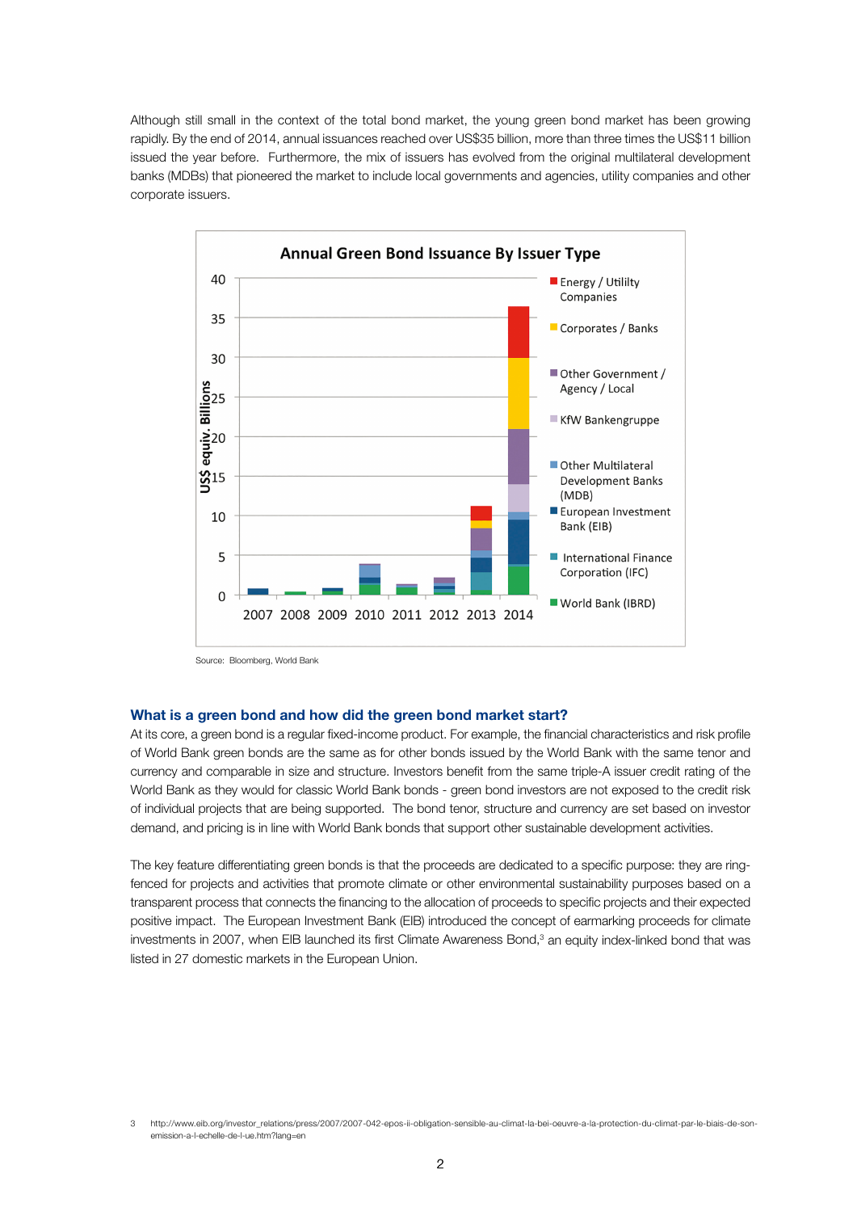Although still small in the context of the total bond market, the young green bond market has been growing rapidly. By the end of 2014, annual issuances reached over US$35 billion, more than three times the US$11 billion issued the year before. Furthermore, the mix of issuers has evolved from the original multilateral development banks (MDBs) that pioneered the market to include local governments and agencies, utility companies and other corporate issuers.

Source: Bloomberg, World Bank

## What is a green bond and how did the green bond market start?

At its core, a green bond is a regular fixed-income product. For example, the financial characteristics and risk profile of World Bank green bonds are the same as for other bonds issued by the World Bank with the same tenor and currency and comparable in size and structure. Investors benefit from the same triple-A issuer credit rating of the World Bank as they would for classic World Bank bonds - green bond investors are not exposed to the credit risk of individual projects that are being supported. The bond tenor, structure and currency are set based on investor demand, and pricing is in line with World Bank bonds that support other sustainable development activities.

The key feature differentiating green bonds is that the proceeds are dedicated to a specific purpose: they are ring-fenced for projects and activities that promote climate or other environmental sustainability purposes based on a transparent process that connects the financing to the allocation of proceeds to specific projects and their expected positive impact. The European Investment Bank (EIB) introduced the concept of earmarking proceeds for climate investments in 2007, when EIB launched its first Climate Awareness Bond,[3] an equity index-linked bond that was listed in 27 domestic markets in the European Union.

[3] http://www.eib.org/investor_relations/press/2007/2007-042-epos-ii-obligation-sensible-au-climat-la-bei-oeuvre-a-la-protection-du-climat-par-le-biais-de-son-emission-a-l-echelle-de-l-ue.htm?lang=en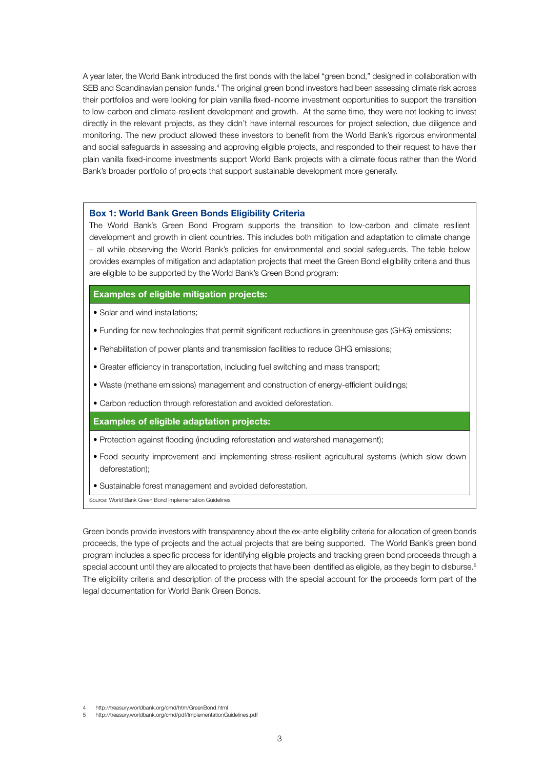A year later, the World Bank introduced the first bonds with the label "green bond," designed in collaboration with SEB and Scandinavian pension funds.[4] The original green bond investors had been assessing climate risk across their portfolios and were looking for plain vanilla fixed-income investment opportunities to support the transition to low-carbon and climate-resilient development and growth. At the same time, they were not looking to invest directly in the relevant projects, as they didn't have internal resources for project selection, due diligence and monitoring. The new product allowed these investors to benefit from the World Bank's rigorous environmental and social safeguards in assessing and approving eligible projects, and responded to their request to have their plain vanilla fixed-income investments support World Bank projects with a climate focus rather than the World Bank's broader portfolio of projects that support sustainable development more generally.

### Box 1: World Bank Green Bonds Eligibility Criteria

The World Bank's Green Bond Program supports the transition to low-carbon and climate resilient development and growth in client countries. This includes both mitigation and adaptation to climate change – all while observing the World Bank's policies for environmental and social safeguards. The table below provides examples of mitigation and adaptation projects that meet the Green Bond eligibility criteria and thus are eligible to be supported by the World Bank's Green Bond program:

**Examples of eligible mitigation projects:**

- Solar and wind installations;
- Funding for new technologies that permit significant reductions in greenhouse gas (GHG) emissions;
- Rehabilitation of power plants and transmission facilities to reduce GHG emissions;
- Greater efficiency in transportation, including fuel switching and mass transport;
- Waste (methane emissions) management and construction of energy-efficient buildings;
- Carbon reduction through reforestation and avoided deforestation.

**Examples of eligible adaptation projects:**

- Protection against flooding (including reforestation and watershed management);
- Food security improvement and implementing stress-resilient agricultural systems (which slow down deforestation);
- Sustainable forest management and avoided deforestation.

Source: World Bank Green Bond Implementation Guidelines

Green bonds provide investors with transparency about the ex-ante eligibility criteria for allocation of green bonds proceeds, the type of projects and the actual projects that are being supported. The World Bank's green bond program includes a specific process for identifying eligible projects and tracking green bond proceeds through a special account until they are allocated to projects that have been identified as eligible, as they begin to disburse.[5] The eligibility criteria and description of the process with the special account for the proceeds form part of the legal documentation for World Bank Green Bonds.

4 http://treasury.worldbank.org/cmd/htm/GreenBond.html
5 http://treasury.worldbank.org/cmd/pdf/ImplementationGuidelines.pdf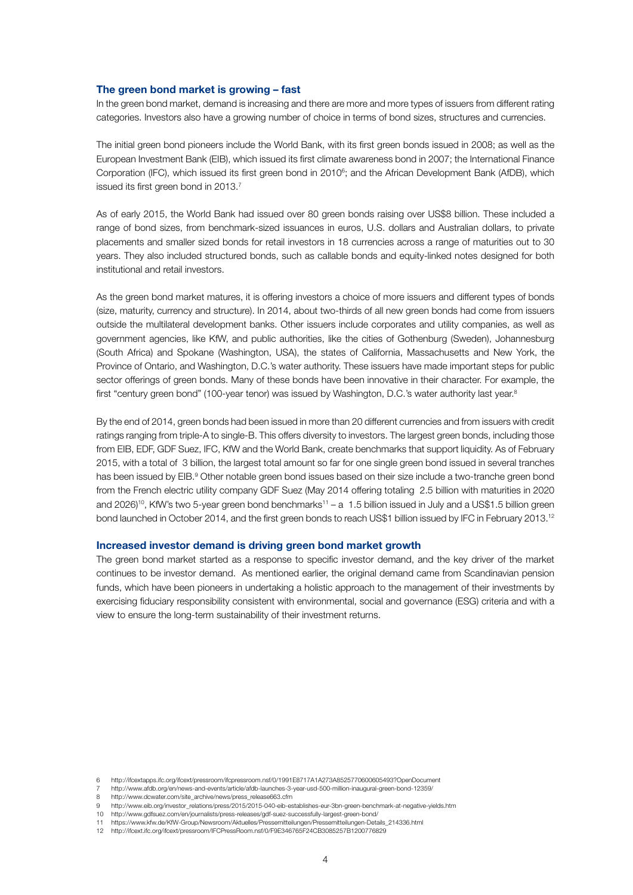## The green bond market is growing – fast

In the green bond market, demand is increasing and there are more and more types of issuers from different rating categories. Investors also have a growing number of choice in terms of bond sizes, structures and currencies.

The initial green bond pioneers include the World Bank, with its first green bonds issued in 2008; as well as the European Investment Bank (EIB), which issued its first climate awareness bond in 2007; the International Finance Corporation (IFC), which issued its first green bond in 2010[6]; and the African Development Bank (AfDB), which issued its first green bond in 2013.[7]

As of early 2015, the World Bank had issued over 80 green bonds raising over US$8 billion. These included a range of bond sizes, from benchmark-sized issuances in euros, U.S. dollars and Australian dollars, to private placements and smaller sized bonds for retail investors in 18 currencies across a range of maturities out to 30 years. They also included structured bonds, such as callable bonds and equity-linked notes designed for both institutional and retail investors.

As the green bond market matures, it is offering investors a choice of more issuers and different types of bonds (size, maturity, currency and structure). In 2014, about two-thirds of all new green bonds had come from issuers outside the multilateral development banks. Other issuers include corporates and utility companies, as well as government agencies, like KfW, and public authorities, like the cities of Gothenburg (Sweden), Johannesburg (South Africa) and Spokane (Washington, USA), the states of California, Massachusetts and New York, the Province of Ontario, and Washington, D.C.'s water authority. These issuers have made important steps for public sector offerings of green bonds. Many of these bonds have been innovative in their character. For example, the first "century green bond" (100-year tenor) was issued by Washington, D.C.'s water authority last year.[8]

By the end of 2014, green bonds had been issued in more than 20 different currencies and from issuers with credit ratings ranging from triple-A to single-B. This offers diversity to investors. The largest green bonds, including those from EIB, EDF, GDF Suez, IFC, KfW and the World Bank, create benchmarks that support liquidity. As of February 2015, with a total of 3 billion, the largest total amount so far for one single green bond issued in several tranches has been issued by EIB.[9] Other notable green bond issues based on their size include a two-tranche green bond from the French electric utility company GDF Suez (May 2014 offering totaling 2.5 billion with maturities in 2020 and 2026)[10], KfW's two 5-year green bond benchmarks[11] – a 1.5 billion issued in July and a US$1.5 billion green bond launched in October 2014, and the first green bonds to reach US$1 billion issued by IFC in February 2013.[12]

## Increased investor demand is driving green bond market growth

The green bond market started as a response to specific investor demand, and the key driver of the market continues to be investor demand. As mentioned earlier, the original demand came from Scandinavian pension funds, which have been pioneers in undertaking a holistic approach to the management of their investments by exercising fiduciary responsibility consistent with environmental, social and governance (ESG) criteria and with a view to ensure the long-term sustainability of their investment returns.

---

6 http://ifcextapps.ifc.org/ifcext/pressroom/ifcpressroom.nsf/0/1991E8717A1A273A8525770600605493?OpenDocument

7 http://www.afdb.org/en/news-and-events/article/afdb-launches-3-year-usd-500-million-inaugural-green-bond-12359/

8 http://www.dcwater.com/site_archive/news/press_release663.cfm

9 http://www.eib.org/investor_relations/press/2015/2015-040-eib-establishes-eur-3bn-green-benchmark-at-negative-yields.htm

10 http://www.gdfsuez.com/en/journalists/press-releases/gdf-suez-successfully-largest-green-bond/

11 https://www.kfw.de/KfW-Group/Newsroom/Aktuelles/Pressemitteilungen/Pressemitteilungen-Details_214336.html

12 http://ifcext.ifc.org/ifcext/pressroom/IFCPressRoom.nsf/0/F9E346765F24CB3085257B1200776829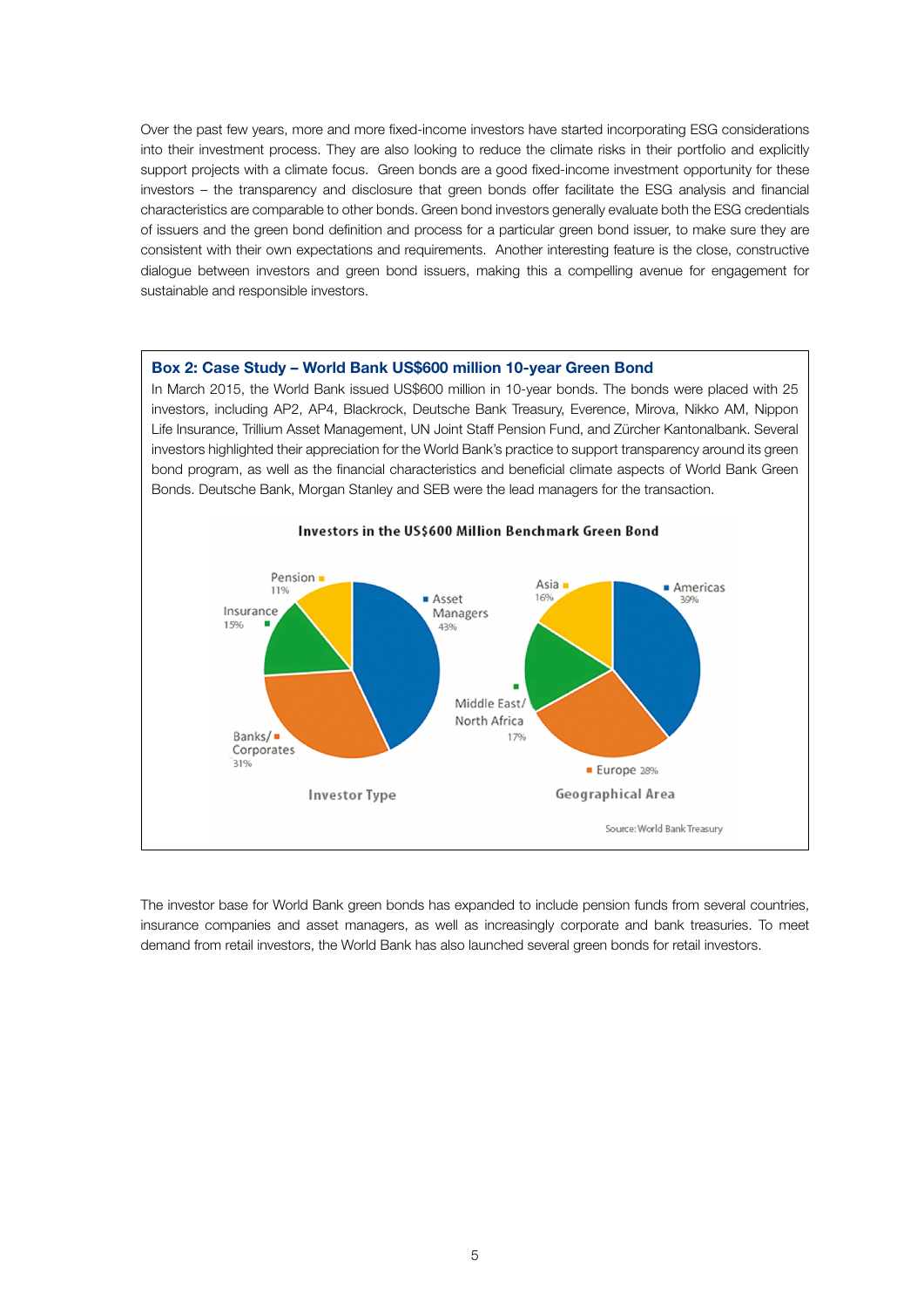Over the past few years, more and more fixed-income investors have started incorporating ESG considerations into their investment process. They are also looking to reduce the climate risks in their portfolio and explicitly support projects with a climate focus. Green bonds are a good fixed-income investment opportunity for these investors – the transparency and disclosure that green bonds offer facilitate the ESG analysis and financial characteristics are comparable to other bonds. Green bond investors generally evaluate both the ESG credentials of issuers and the green bond definition and process for a particular green bond issuer, to make sure they are consistent with their own expectations and requirements. Another interesting feature is the close, constructive dialogue between investors and green bond issuers, making this a compelling avenue for engagement for sustainable and responsible investors.

### Box 2: Case Study – World Bank US$600 million 10-year Green Bond

In March 2015, the World Bank issued US$600 million in 10-year bonds. The bonds were placed with 25 investors, including AP2, AP4, Blackrock, Deutsche Bank Treasury, Everence, Mirova, Nikko AM, Nippon Life Insurance, Trillium Asset Management, UN Joint Staff Pension Fund, and Zürcher Kantonalbank. Several investors highlighted their appreciation for the World Bank's practice to support transparency around its green bond program, as well as the financial characteristics and beneficial climate aspects of World Bank Green Bonds. Deutsche Bank, Morgan Stanley and SEB were the lead managers for the transaction.

**Investors in the US$600 Million Benchmark Green Bond**

| Investor Type | Share |
|---|---|
| Asset Managers | 43% |
| Banks/Corporates | 31% |
| Insurance | 15% |
| Pension | 11% |

| Geographical Area | Share |
|---|---|
| Americas | 39% |
| Europe | 28% |
| Middle East/North Africa | 17% |
| Asia | 16% |

Source: World Bank Treasury

The investor base for World Bank green bonds has expanded to include pension funds from several countries, insurance companies and asset managers, as well as increasingly corporate and bank treasuries. To meet demand from retail investors, the World Bank has also launched several green bonds for retail investors.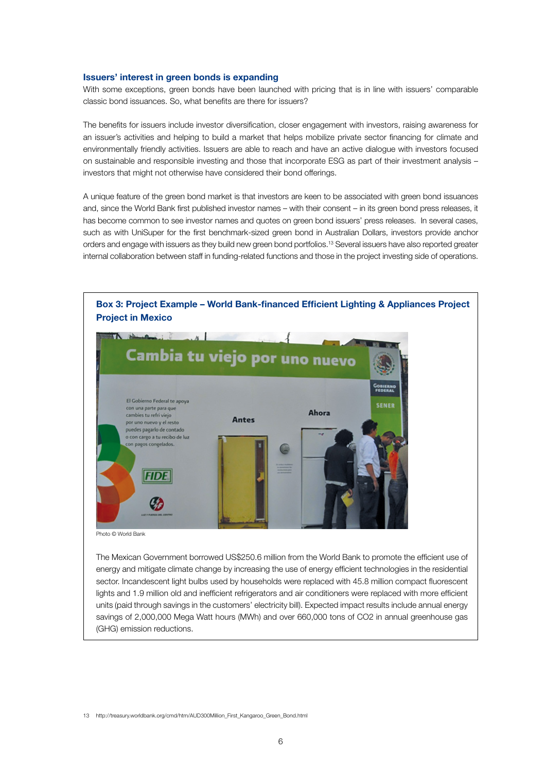### Issuers' interest in green bonds is expanding

With some exceptions, green bonds have been launched with pricing that is in line with issuers' comparable classic bond issuances. So, what benefits are there for issuers?

The benefits for issuers include investor diversification, closer engagement with investors, raising awareness for an issuer's activities and helping to build a market that helps mobilize private sector financing for climate and environmentally friendly activities. Issuers are able to reach and have an active dialogue with investors focused on sustainable and responsible investing and those that incorporate ESG as part of their investment analysis – investors that might not otherwise have considered their bond offerings.

A unique feature of the green bond market is that investors are keen to be associated with green bond issuances and, since the World Bank first published investor names – with their consent – in its green bond press releases, it has become common to see investor names and quotes on green bond issuers' press releases. In several cases, such as with UniSuper for the first benchmark-sized green bond in Australian Dollars, investors provide anchor orders and engage with issuers as they build new green bond portfolios.[13] Several issuers have also reported greater internal collaboration between staff in funding-related functions and those in the project investing side of operations.

#### Box 3: Project Example – World Bank-financed Efficient Lighting & Appliances Project Project in Mexico

Photo © World Bank

The Mexican Government borrowed US$250.6 million from the World Bank to promote the efficient use of energy and mitigate climate change by increasing the use of energy efficient technologies in the residential sector. Incandescent light bulbs used by households were replaced with 45.8 million compact fluorescent lights and 1.9 million old and inefficient refrigerators and air conditioners were replaced with more efficient units (paid through savings in the customers' electricity bill). Expected impact results include annual energy savings of 2,000,000 Mega Watt hours (MWh) and over 660,000 tons of $CO_2$ in annual greenhouse gas (GHG) emission reductions.

13 http://treasury.worldbank.org/cmd/htm/AUD300Million_First_Kangaroo_Green_Bond.html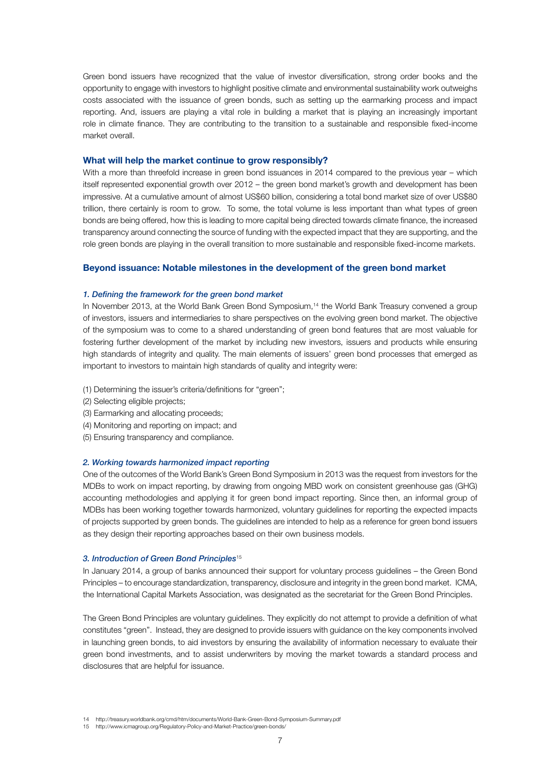Green bond issuers have recognized that the value of investor diversification, strong order books and the opportunity to engage with investors to highlight positive climate and environmental sustainability work outweighs costs associated with the issuance of green bonds, such as setting up the earmarking process and impact reporting. And, issuers are playing a vital role in building a market that is playing an increasingly important role in climate finance. They are contributing to the transition to a sustainable and responsible fixed-income market overall.

### What will help the market continue to grow responsibly?

With a more than threefold increase in green bond issuances in 2014 compared to the previous year – which itself represented exponential growth over 2012 – the green bond market's growth and development has been impressive. At a cumulative amount of almost US$60 billion, considering a total bond market size of over US$80 trillion, there certainly is room to grow. To some, the total volume is less important than what types of green bonds are being offered, how this is leading to more capital being directed towards climate finance, the increased transparency around connecting the source of funding with the expected impact that they are supporting, and the role green bonds are playing in the overall transition to more sustainable and responsible fixed-income markets.

### Beyond issuance: Notable milestones in the development of the green bond market

#### *1. Defining the framework for the green bond market*

In November 2013, at the World Bank Green Bond Symposium,[14] the World Bank Treasury convened a group of investors, issuers and intermediaries to share perspectives on the evolving green bond market. The objective of the symposium was to come to a shared understanding of green bond features that are most valuable for fostering further development of the market by including new investors, issuers and products while ensuring high standards of integrity and quality. The main elements of issuers' green bond processes that emerged as important to investors to maintain high standards of quality and integrity were:

(1) Determining the issuer's criteria/definitions for "green";
(2) Selecting eligible projects;
(3) Earmarking and allocating proceeds;
(4) Monitoring and reporting on impact; and
(5) Ensuring transparency and compliance.

#### *2. Working towards harmonized impact reporting*

One of the outcomes of the World Bank's Green Bond Symposium in 2013 was the request from investors for the MDBs to work on impact reporting, by drawing from ongoing MBD work on consistent greenhouse gas (GHG) accounting methodologies and applying it for green bond impact reporting. Since then, an informal group of MDBs has been working together towards harmonized, voluntary guidelines for reporting the expected impacts of projects supported by green bonds. The guidelines are intended to help as a reference for green bond issuers as they design their reporting approaches based on their own business models.

#### *3. Introduction of Green Bond Principles*[15]

In January 2014, a group of banks announced their support for voluntary process guidelines – the Green Bond Principles – to encourage standardization, transparency, disclosure and integrity in the green bond market. ICMA, the International Capital Markets Association, was designated as the secretariat for the Green Bond Principles.

The Green Bond Principles are voluntary guidelines. They explicitly do not attempt to provide a definition of what constitutes "green". Instead, they are designed to provide issuers with guidance on the key components involved in launching green bonds, to aid investors by ensuring the availability of information necessary to evaluate their green bond investments, and to assist underwriters by moving the market towards a standard process and disclosures that are helpful for issuance.

14 http://treasury.worldbank.org/cmd/htm/documents/World-Bank-Green-Bond-Symposium-Summary.pdf
15 http://www.icmagroup.org/Regulatory-Policy-and-Market-Practice/green-bonds/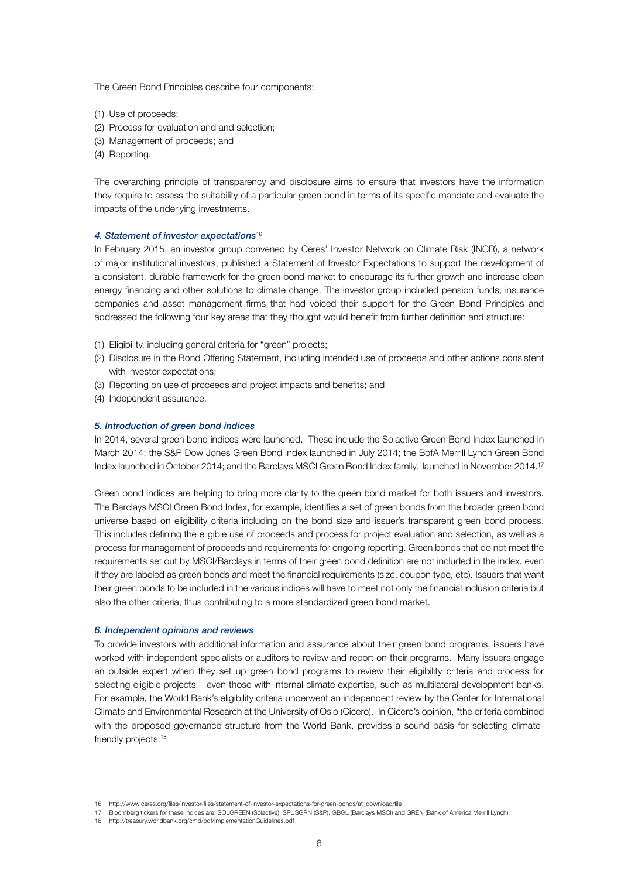The Green Bond Principles describe four components:

(1) Use of proceeds;
(2) Process for evaluation and and selection;
(3) Management of proceeds; and
(4) Reporting.

The overarching principle of transparency and disclosure aims to ensure that investors have the information they require to assess the suitability of a particular green bond in terms of its specific mandate and evaluate the impacts of the underlying investments.

#### *4. Statement of investor expectations*[16]

In February 2015, an investor group convened by Ceres' Investor Network on Climate Risk (INCR), a network of major institutional investors, published a Statement of Investor Expectations to support the development of a consistent, durable framework for the green bond market to encourage its further growth and increase clean energy financing and other solutions to climate change. The investor group included pension funds, insurance companies and asset management firms that had voiced their support for the Green Bond Principles and addressed the following four key areas that they thought would benefit from further definition and structure:

(1) Eligibility, including general criteria for "green" projects;
(2) Disclosure in the Bond Offering Statement, including intended use of proceeds and other actions consistent with investor expectations;
(3) Reporting on use of proceeds and project impacts and benefits; and
(4) Independent assurance.

#### *5. Introduction of green bond indices*

In 2014, several green bond indices were launched. These include the Solactive Green Bond Index launched in March 2014; the S&P Dow Jones Green Bond Index launched in July 2014; the BofA Merrill Lynch Green Bond Index launched in October 2014; and the Barclays MSCI Green Bond Index family, launched in November 2014.[17]

Green bond indices are helping to bring more clarity to the green bond market for both issuers and investors. The Barclays MSCI Green Bond Index, for example, identifies a set of green bonds from the broader green bond universe based on eligibility criteria including on the bond size and issuer's transparent green bond process. This includes defining the eligible use of proceeds and process for project evaluation and selection, as well as a process for management of proceeds and requirements for ongoing reporting. Green bonds that do not meet the requirements set out by MSCI/Barclays in terms of their green bond definition are not included in the index, even if they are labeled as green bonds and meet the financial requirements (size, coupon type, etc). Issuers that want their green bonds to be included in the various indices will have to meet not only the financial inclusion criteria but also the other criteria, thus contributing to a more standardized green bond market.

#### *6. Independent opinions and reviews*

To provide investors with additional information and assurance about their green bond programs, issuers have worked with independent specialists or auditors to review and report on their programs. Many issuers engage an outside expert when they set up green bond programs to review their eligibility criteria and process for selecting eligible projects – even those with internal climate expertise, such as multilateral development banks. For example, the World Bank's eligibility criteria underwent an independent review by the Center for International Climate and Environmental Research at the University of Oslo (Cicero). In Cicero's opinion, "the criteria combined with the proposed governance structure from the World Bank, provides a sound basis for selecting climate-friendly projects.[18]

16 http://www.ceres.org/files/investor-files/statement-of-investor-expectations-for-green-bonds/at_download/file

17 Bloomberg tickers for these indices are: SOLGREEN (Solactive), SPUSGRN (S&P), GBGL (Barclays MSCI) and GREN (Bank of America Merrill Lynch).

18 http://treasury.worldbank.org/cmd/pdf/ImplementationGuidelines.pdf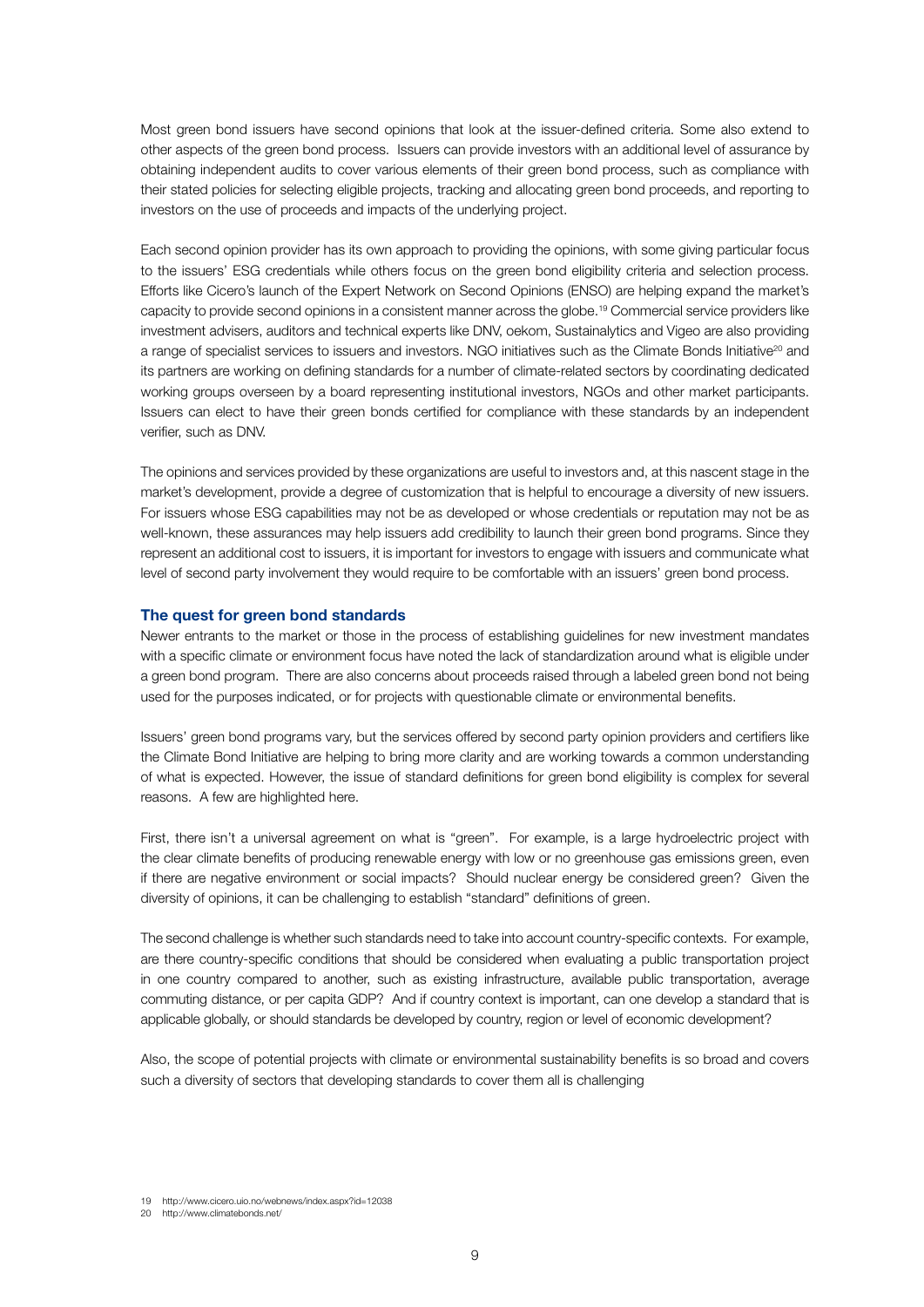Most green bond issuers have second opinions that look at the issuer-defined criteria. Some also extend to other aspects of the green bond process. Issuers can provide investors with an additional level of assurance by obtaining independent audits to cover various elements of their green bond process, such as compliance with their stated policies for selecting eligible projects, tracking and allocating green bond proceeds, and reporting to investors on the use of proceeds and impacts of the underlying project.

Each second opinion provider has its own approach to providing the opinions, with some giving particular focus to the issuers' ESG credentials while others focus on the green bond eligibility criteria and selection process. Efforts like Cicero's launch of the Expert Network on Second Opinions (ENSO) are helping expand the market's capacity to provide second opinions in a consistent manner across the globe.[19] Commercial service providers like investment advisers, auditors and technical experts like DNV, oekom, Sustainalytics and Vigeo are also providing a range of specialist services to issuers and investors. NGO initiatives such as the Climate Bonds Initiative[20] and its partners are working on defining standards for a number of climate-related sectors by coordinating dedicated working groups overseen by a board representing institutional investors, NGOs and other market participants. Issuers can elect to have their green bonds certified for compliance with these standards by an independent verifier, such as DNV.

The opinions and services provided by these organizations are useful to investors and, at this nascent stage in the market's development, provide a degree of customization that is helpful to encourage a diversity of new issuers. For issuers whose ESG capabilities may not be as developed or whose credentials or reputation may not be as well-known, these assurances may help issuers add credibility to launch their green bond programs. Since they represent an additional cost to issuers, it is important for investors to engage with issuers and communicate what level of second party involvement they would require to be comfortable with an issuers' green bond process.

### The quest for green bond standards

Newer entrants to the market or those in the process of establishing guidelines for new investment mandates with a specific climate or environment focus have noted the lack of standardization around what is eligible under a green bond program. There are also concerns about proceeds raised through a labeled green bond not being used for the purposes indicated, or for projects with questionable climate or environmental benefits.

Issuers' green bond programs vary, but the services offered by second party opinion providers and certifiers like the Climate Bond Initiative are helping to bring more clarity and are working towards a common understanding of what is expected. However, the issue of standard definitions for green bond eligibility is complex for several reasons. A few are highlighted here.

First, there isn't a universal agreement on what is "green". For example, is a large hydroelectric project with the clear climate benefits of producing renewable energy with low or no greenhouse gas emissions green, even if there are negative environment or social impacts? Should nuclear energy be considered green? Given the diversity of opinions, it can be challenging to establish "standard" definitions of green.

The second challenge is whether such standards need to take into account country-specific contexts. For example, are there country-specific conditions that should be considered when evaluating a public transportation project in one country compared to another, such as existing infrastructure, available public transportation, average commuting distance, or per capita GDP? And if country context is important, can one develop a standard that is applicable globally, or should standards be developed by country, region or level of economic development?

Also, the scope of potential projects with climate or environmental sustainability benefits is so broad and covers such a diversity of sectors that developing standards to cover them all is challenging

19 http://www.cicero.uio.no/webnews/index.aspx?id=12038

20 http://www.climatebonds.net/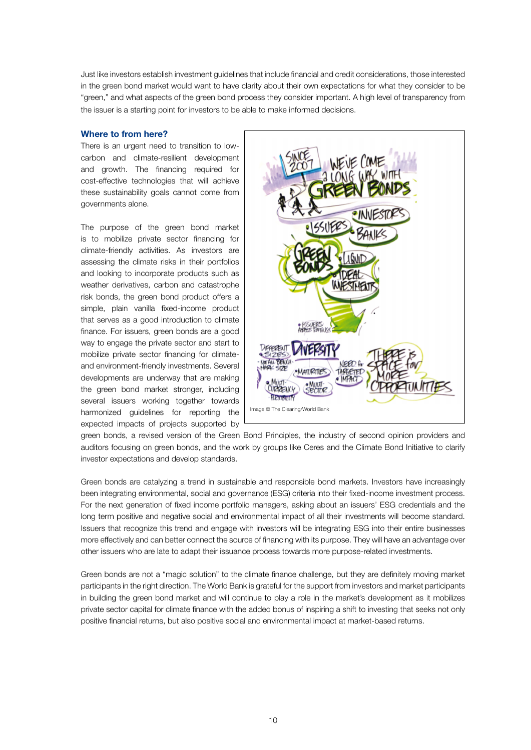Just like investors establish investment guidelines that include financial and credit considerations, those interested in the green bond market would want to have clarity about their own expectations for what they consider to be "green," and what aspects of the green bond process they consider important. A high level of transparency from the issuer is a starting point for investors to be able to make informed decisions.

### Where to from here?

There is an urgent need to transition to low-carbon and climate-resilient development and growth. The financing required for cost-effective technologies that will achieve these sustainability goals cannot come from governments alone.

The purpose of the green bond market is to mobilize private sector financing for climate-friendly activities. As investors are assessing the climate risks in their portfolios and looking to incorporate products such as weather derivatives, carbon and catastrophe risk bonds, the green bond product offers a simple, plain vanilla fixed-income product that serves as a good introduction to climate finance. For issuers, green bonds are a good way to engage the private sector and start to mobilize private sector financing for climate- and environment-friendly investments. Several developments are underway that are making the green bond market stronger, including several issuers working together towards harmonized guidelines for reporting the expected impacts of projects supported by green bonds, a revised version of the Green Bond Principles, the industry of second opinion providers and auditors focusing on green bonds, and the work by groups like Ceres and the Climate Bond Initiative to clarify investor expectations and develop standards.

Image © The Clearing/World Bank

Green bonds are catalyzing a trend in sustainable and responsible bond markets. Investors have increasingly been integrating environmental, social and governance (ESG) criteria into their fixed-income investment process. For the next generation of fixed income portfolio managers, asking about an issuers' ESG credentials and the long term positive and negative social and environmental impact of all their investments will become standard. Issuers that recognize this trend and engage with investors will be integrating ESG into their entire businesses more effectively and can better connect the source of financing with its purpose. They will have an advantage over other issuers who are late to adapt their issuance process towards more purpose-related investments.

Green bonds are not a "magic solution" to the climate finance challenge, but they are definitely moving market participants in the right direction. The World Bank is grateful for the support from investors and market participants in building the green bond market and will continue to play a role in the market's development as it mobilizes private sector capital for climate finance with the added bonus of inspiring a shift to investing that seeks not only positive financial returns, but also positive social and environmental impact at market-based returns.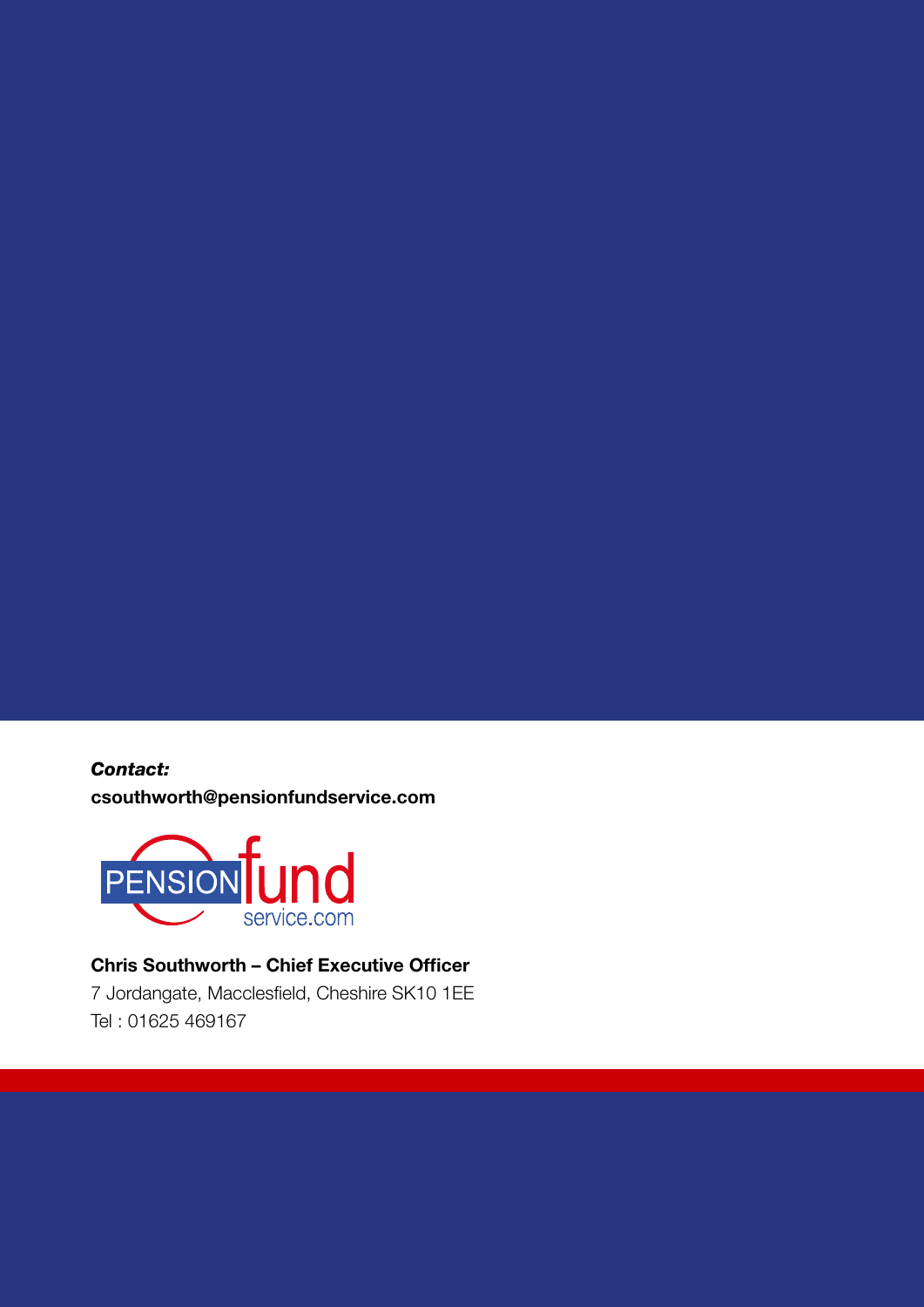***Contact:***

**csouthworth@pensionfundservice.com**

PENSION fund service.com

**Chris Southworth – Chief Executive Officer**

7 Jordangate, Macclesfield, Cheshire SK10 1EE

Tel : 01625 469167